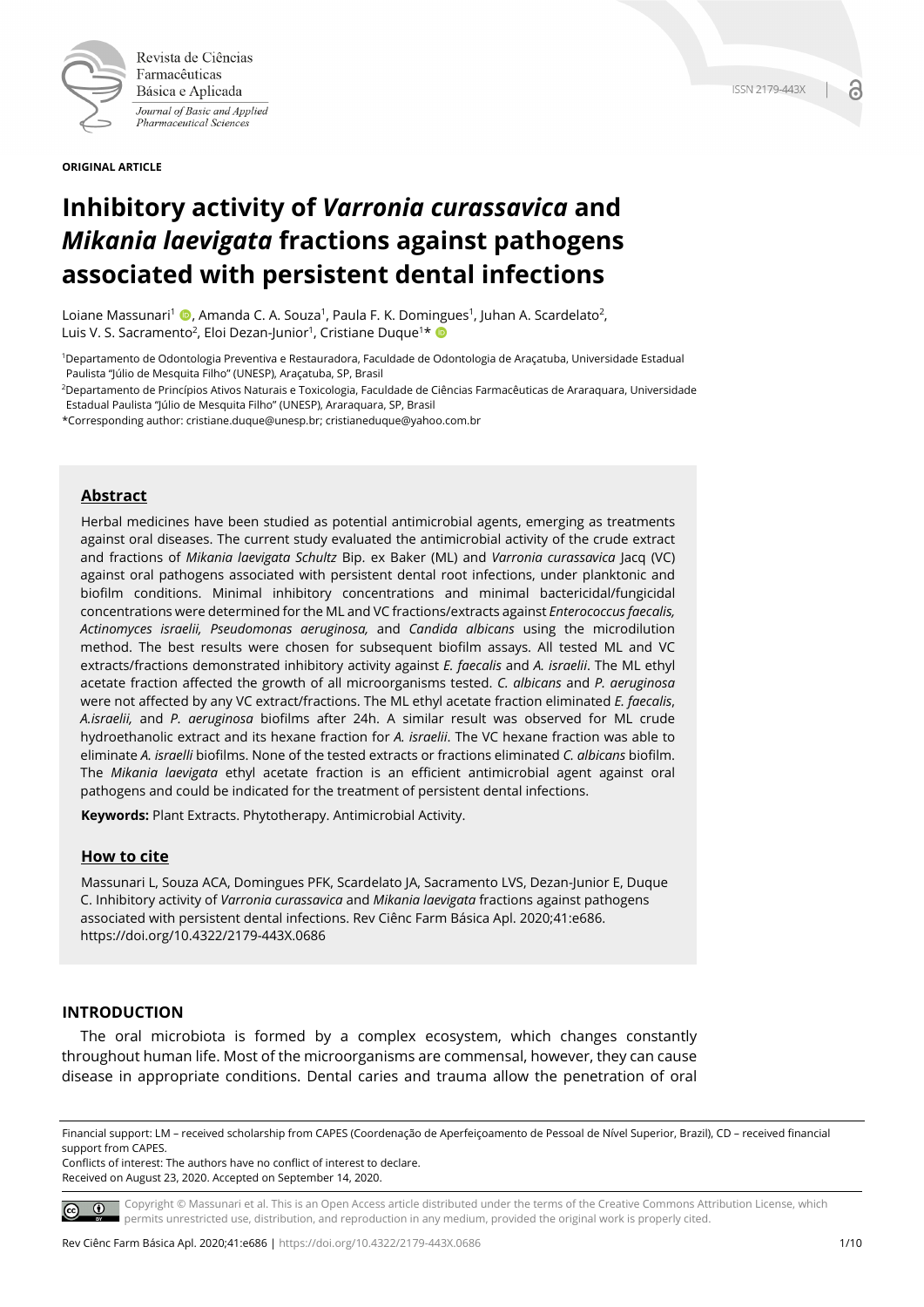ORIGINAL ARTICLE

# Inhibitory activity of *Varronia curassavica* and *Mikania laevigata* fractions against pathogens associated with persistent dental infections

Loiane Massunari[1], Amanda C. A. Souza[1], Paula F. K. Domingues[1], Juhan A. Scardelato[2], Luis V. S. Sacramento[2], Eloi Dezan-Junior[1], Cristiane Duque[1]*

[1]Departamento de Odontologia Preventiva e Restauradora, Faculdade de Odontologia de Araçatuba, Universidade Estadual Paulista "Júlio de Mesquita Filho" (UNESP), Araçatuba, SP, Brasil

[2]Departamento de Princípios Ativos Naturais e Toxicologia, Faculdade de Ciências Farmacêuticas de Araraquara, Universidade Estadual Paulista "Júlio de Mesquita Filho" (UNESP), Araraquara, SP, Brasil

*Corresponding author: cristiane.duque@unesp.br; cristianeduque@yahoo.com.br

## Abstract

Herbal medicines have been studied as potential antimicrobial agents, emerging as treatments against oral diseases. The current study evaluated the antimicrobial activity of the crude extract and fractions of *Mikania laevigata Schultz* Bip. ex Baker (ML) and *Varronia curassavica* Jacq (VC) against oral pathogens associated with persistent dental root infections, under planktonic and biofilm conditions. Minimal inhibitory concentrations and minimal bactericidal/fungicidal concentrations were determined for the ML and VC fractions/extracts against *Enterococcus faecalis, Actinomyces israelii, Pseudomonas aeruginosa,* and *Candida albicans* using the microdilution method. The best results were chosen for subsequent biofilm assays. All tested ML and VC extracts/fractions demonstrated inhibitory activity against *E. faecalis* and *A. israelii*. The ML ethyl acetate fraction affected the growth of all microorganisms tested. *C. albicans* and *P. aeruginosa* were not affected by any VC extract/fractions. The ML ethyl acetate fraction eliminated *E. faecalis*, *A.israelii,* and *P. aeruginosa* biofilms after 24h. A similar result was observed for ML crude hydroethanolic extract and its hexane fraction for *A. israelii*. The VC hexane fraction was able to eliminate *A. israelli* biofilms. None of the tested extracts or fractions eliminated *C. albicans* biofilm. The *Mikania laevigata* ethyl acetate fraction is an efficient antimicrobial agent against oral pathogens and could be indicated for the treatment of persistent dental infections.

**Keywords:** Plant Extracts. Phytotherapy. Antimicrobial Activity.

## How to cite

Massunari L, Souza ACA, Domingues PFK, Scardelato JA, Sacramento LVS, Dezan-Junior E, Duque C. Inhibitory activity of *Varronia curassavica* and *Mikania laevigata* fractions against pathogens associated with persistent dental infections. Rev Ciênc Farm Básica Apl. 2020;41:e686. https://doi.org/10.4322/2179-443X.0686

## INTRODUCTION

The oral microbiota is formed by a complex ecosystem, which changes constantly throughout human life. Most of the microorganisms are commensal, however, they can cause disease in appropriate conditions. Dental caries and trauma allow the penetration of oral

---

Financial support: LM – received scholarship from CAPES (Coordenação de Aperfeiçoamento de Pessoal de Nível Superior, Brazil), CD – received financial support from CAPES.

Conflicts of interest: The authors have no conflict of interest to declare.

Received on August 23, 2020. Accepted on September 14, 2020.

Copyright © Massunari et al. This is an Open Access article distributed under the terms of the Creative Commons Attribution License, which permits unrestricted use, distribution, and reproduction in any medium, provided the original work is properly cited.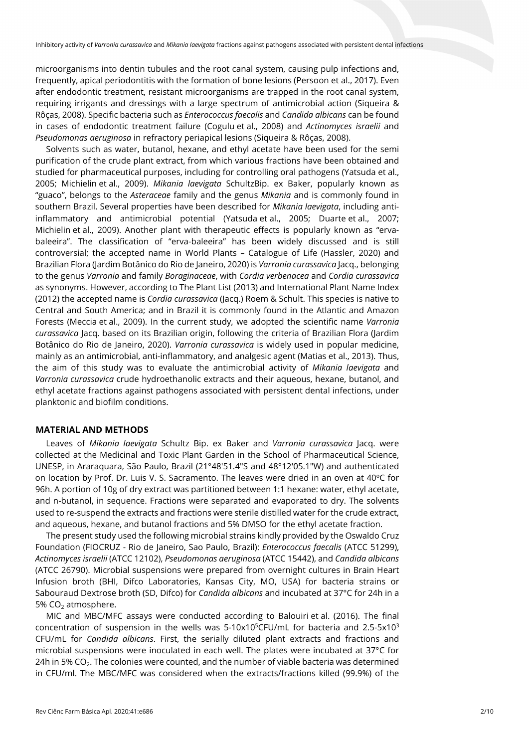microorganisms into dentin tubules and the root canal system, causing pulp infections and, frequently, apical periodontitis with the formation of bone lesions (Persoon et al., 2017). Even after endodontic treatment, resistant microorganisms are trapped in the root canal system, requiring irrigants and dressings with a large spectrum of antimicrobial action (Siqueira & Rôças, 2008). Specific bacteria such as *Enterococcus faecalis* and *Candida albicans* can be found in cases of endodontic treatment failure (Cogulu et al., 2008) and *Actinomyces israelii* and *Pseudomonas aeruginosa* in refractory periapical lesions (Siqueira & Rôças, 2008).

Solvents such as water, butanol, hexane, and ethyl acetate have been used for the semi purification of the crude plant extract, from which various fractions have been obtained and studied for pharmaceutical purposes, including for controlling oral pathogens (Yatsuda et al., 2005; Michielin et al., 2009). *Mikania laevigata* SchultzBip. ex Baker, popularly known as "guaco", belongs to the *Asteraceae* family and the genus *Mikania* and is commonly found in southern Brazil. Several properties have been described for *Mikania laevigata*, including anti-inflammatory and antimicrobial potential (Yatsuda et al., 2005; Duarte et al., 2007; Michielin et al., 2009). Another plant with therapeutic effects is popularly known as "erva-baleeira". The classification of "erva-baleeira" has been widely discussed and is still controversial; the accepted name in World Plants – Catalogue of Life (Hassler, 2020) and Brazilian Flora (Jardim Botânico do Rio de Janeiro, 2020) is *Varronia curassavica* Jacq., belonging to the genus *Varronia* and family *Boraginaceae*, with *Cordia verbenacea* and *Cordia curassavica* as synonyms. However, according to The Plant List (2013) and International Plant Name Index (2012) the accepted name is *Cordia curassavica* (Jacq.) Roem & Schult. This species is native to Central and South America; and in Brazil it is commonly found in the Atlantic and Amazon Forests (Meccia et al., 2009). In the current study, we adopted the scientific name *Varronia curassavica* Jacq. based on its Brazilian origin, following the criteria of Brazilian Flora (Jardim Botânico do Rio de Janeiro, 2020). *Varronia curassavica* is widely used in popular medicine, mainly as an antimicrobial, anti-inflammatory, and analgesic agent (Matias et al., 2013). Thus, the aim of this study was to evaluate the antimicrobial activity of *Mikania laevigata* and *Varronia curassavica* crude hydroethanolic extracts and their aqueous, hexane, butanol, and ethyl acetate fractions against pathogens associated with persistent dental infections, under planktonic and biofilm conditions.

## MATERIAL AND METHODS

Leaves of *Mikania laevigata* Schultz Bip. ex Baker and *Varronia curassavica* Jacq. were collected at the Medicinal and Toxic Plant Garden in the School of Pharmaceutical Science, UNESP, in Araraquara, São Paulo, Brazil (21°48'51.4"S and 48°12'05.1"W) and authenticated on location by Prof. Dr. Luis V. S. Sacramento. The leaves were dried in an oven at 40°C for 96h. A portion of 10g of dry extract was partitioned between 1:1 hexane: water, ethyl acetate, and n-butanol, in sequence. Fractions were separated and evaporated to dry. The solvents used to re-suspend the extracts and fractions were sterile distilled water for the crude extract, and aqueous, hexane, and butanol fractions and 5% DMSO for the ethyl acetate fraction.

The present study used the following microbial strains kindly provided by the Oswaldo Cruz Foundation (FIOCRUZ - Rio de Janeiro, Sao Paulo, Brazil): *Enterococcus faecalis* (ATCC 51299), *Actinomyces israelii* (ATCC 12102), *Pseudomonas aeruginosa* (ATCC 15442), and *Candida albicans* (ATCC 26790). Microbial suspensions were prepared from overnight cultures in Brain Heart Infusion broth (BHI, Difco Laboratories, Kansas City, MO, USA) for bacteria strains or Sabouraud Dextrose broth (SD, Difco) for *Candida albicans* and incubated at 37°C for 24h in a 5% $CO_2$ atmosphere.

MIC and MBC/MFC assays were conducted according to Balouiri et al. (2016). The final concentration of suspension in the wells was 5-10x10$^5$CFU/mL for bacteria and 2.5-5x10$^3$ CFU/mL for *Candida albicans*. First, the serially diluted plant extracts and fractions and microbial suspensions were inoculated in each well. The plates were incubated at 37°C for 24h in 5% $CO_2$. The colonies were counted, and the number of viable bacteria was determined in CFU/ml. The MBC/MFC was considered when the extracts/fractions killed (99.9%) of the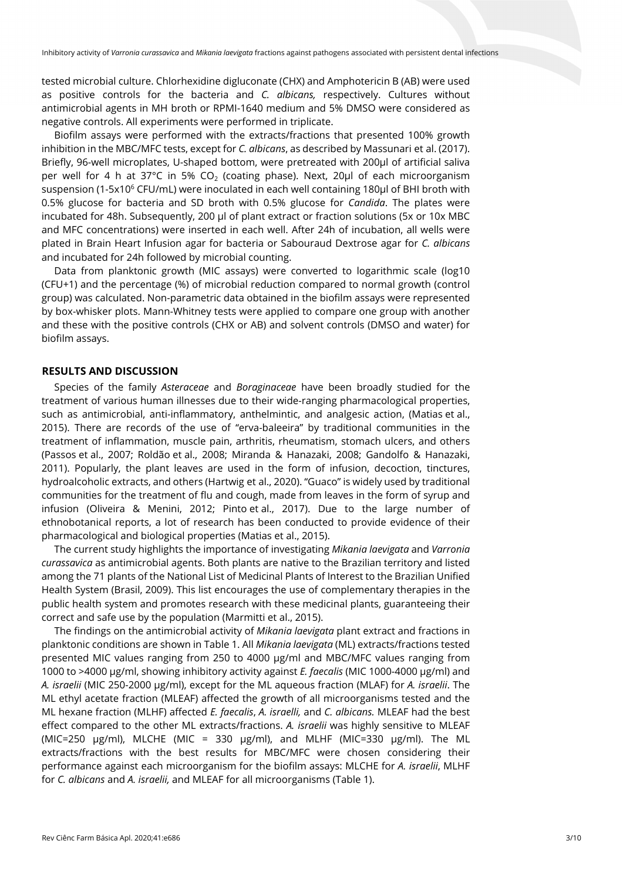tested microbial culture. Chlorhexidine digluconate (CHX) and Amphotericin B (AB) were used as positive controls for the bacteria and *C. albicans,* respectively. Cultures without antimicrobial agents in MH broth or RPMI-1640 medium and 5% DMSO were considered as negative controls. All experiments were performed in triplicate.

Biofilm assays were performed with the extracts/fractions that presented 100% growth inhibition in the MBC/MFC tests, except for *C. albicans*, as described by Massunari et al. (2017). Briefly, 96-well microplates, U-shaped bottom, were pretreated with 200μl of artificial saliva per well for 4 h at 37°C in 5% $CO_2$ (coating phase). Next, 20μl of each microorganism suspension (1-5x$10^6$ CFU/mL) were inoculated in each well containing 180μl of BHI broth with 0.5% glucose for bacteria and SD broth with 0.5% glucose for *Candida*. The plates were incubated for 48h. Subsequently, 200 μl of plant extract or fraction solutions (5x or 10x MBC and MFC concentrations) were inserted in each well. After 24h of incubation, all wells were plated in Brain Heart Infusion agar for bacteria or Sabouraud Dextrose agar for *C. albicans* and incubated for 24h followed by microbial counting.

Data from planktonic growth (MIC assays) were converted to logarithmic scale (log10 (CFU+1) and the percentage (%) of microbial reduction compared to normal growth (control group) was calculated. Non-parametric data obtained in the biofilm assays were represented by box-whisker plots. Mann-Whitney tests were applied to compare one group with another and these with the positive controls (CHX or AB) and solvent controls (DMSO and water) for biofilm assays.

## RESULTS AND DISCUSSION

Species of the family *Asteraceae* and *Boraginaceae* have been broadly studied for the treatment of various human illnesses due to their wide-ranging pharmacological properties, such as antimicrobial, anti-inflammatory, anthelmintic, and analgesic action, (Matias et al., 2015). There are records of the use of "erva-baleeira" by traditional communities in the treatment of inflammation, muscle pain, arthritis, rheumatism, stomach ulcers, and others (Passos et al., 2007; Roldão et al., 2008; Miranda & Hanazaki, 2008; Gandolfo & Hanazaki, 2011). Popularly, the plant leaves are used in the form of infusion, decoction, tinctures, hydroalcoholic extracts, and others (Hartwig et al., 2020). "Guaco" is widely used by traditional communities for the treatment of flu and cough, made from leaves in the form of syrup and infusion (Oliveira & Menini, 2012; Pinto et al., 2017). Due to the large number of ethnobotanical reports, a lot of research has been conducted to provide evidence of their pharmacological and biological properties (Matias et al., 2015).

The current study highlights the importance of investigating *Mikania laevigata* and *Varronia curassavica* as antimicrobial agents. Both plants are native to the Brazilian territory and listed among the 71 plants of the National List of Medicinal Plants of Interest to the Brazilian Unified Health System (Brasil, 2009). This list encourages the use of complementary therapies in the public health system and promotes research with these medicinal plants, guaranteeing their correct and safe use by the population (Marmitti et al., 2015).

The findings on the antimicrobial activity of *Mikania laevigata* plant extract and fractions in planktonic conditions are shown in Table 1. All *Mikania laevigata* (ML) extracts/fractions tested presented MIC values ranging from 250 to 4000 μg/ml and MBC/MFC values ranging from 1000 to >4000 μg/ml, showing inhibitory activity against *E. faecalis* (MIC 1000-4000 μg/ml) and *A. israelii* (MIC 250-2000 μg/ml), except for the ML aqueous fraction (MLAF) for *A. israelii*. The ML ethyl acetate fraction (MLEAF) affected the growth of all microorganisms tested and the ML hexane fraction (MLHF) affected *E. faecalis*, *A. israelli,* and *C. albicans.* MLEAF had the best effect compared to the other ML extracts/fractions. *A. israelii* was highly sensitive to MLEAF (MIC=250 μg/ml), MLCHE (MIC = 330 μg/ml), and MLHF (MIC=330 μg/ml). The ML extracts/fractions with the best results for MBC/MFC were chosen considering their performance against each microorganism for the biofilm assays: MLCHE for *A. israelii*, MLHF for *C. albicans* and *A. israelii,* and MLEAF for all microorganisms (Table 1).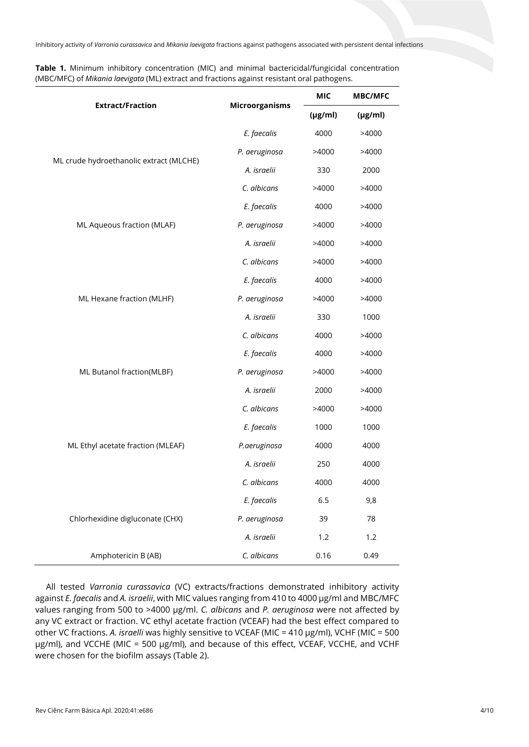**Table 1.** Minimum inhibitory concentration (MIC) and minimal bactericidal/fungicidal concentration (MBC/MFC) of *Mikania laevigata* (ML) extract and fractions against resistant oral pathogens.

| Extract/Fraction | Microorganisms | MIC (µg/ml) | MBC/MFC (µg/ml) |
|---|---|---|---|
| ML crude hydroethanolic extract (MLCHE) | *E. faecalis* | 4000 | >4000 |
| | *P. aeruginosa* | >4000 | >4000 |
| | *A. israelii* | 330 | 2000 |
| | *C. albicans* | >4000 | >4000 |
| ML Aqueous fraction (MLAF) | *E. faecalis* | 4000 | >4000 |
| | *P. aeruginosa* | >4000 | >4000 |
| | *A. israelii* | >4000 | >4000 |
| | *C. albicans* | >4000 | >4000 |
| ML Hexane fraction (MLHF) | *E. faecalis* | 4000 | >4000 |
| | *P. aeruginosa* | >4000 | >4000 |
| | *A. israelii* | 330 | 1000 |
| | *C. albicans* | 4000 | >4000 |
| ML Butanol fraction(MLBF) | *E. faecalis* | 4000 | >4000 |
| | *P. aeruginosa* | >4000 | >4000 |
| | *A. israelii* | 2000 | >4000 |
| | *C. albicans* | >4000 | >4000 |
| ML Ethyl acetate fraction (MLEAF) | *E. faecalis* | 1000 | 1000 |
| | *P.aeruginosa* | 4000 | 4000 |
| | *A. israelii* | 250 | 4000 |
| | *C. albicans* | 4000 | 4000 |
| Chlorhexidine digluconate (CHX) | *E. faecalis* | 6.5 | 9,8 |
| | *P. aeruginosa* | 39 | 78 |
| | *A. israelii* | 1.2 | 1.2 |
| Amphotericin B (AB) | *C. albicans* | 0.16 | 0.49 |

All tested *Varronia curassavica* (VC) extracts/fractions demonstrated inhibitory activity against *E. faecalis* and *A. israelii*, with MIC values ranging from 410 to 4000 µg/ml and MBC/MFC values ranging from 500 to >4000 µg/ml. *C. albicans* and *P. aeruginosa* were not affected by any VC extract or fraction. VC ethyl acetate fraction (VCEAF) had the best effect compared to other VC fractions. *A. israelli* was highly sensitive to VCEAF (MIC = 410 µg/ml), VCHF (MIC = 500 µg/ml), and VCCHE (MIC = 500 µg/ml), and because of this effect, VCEAF, VCCHE, and VCHF were chosen for the biofilm assays (Table 2).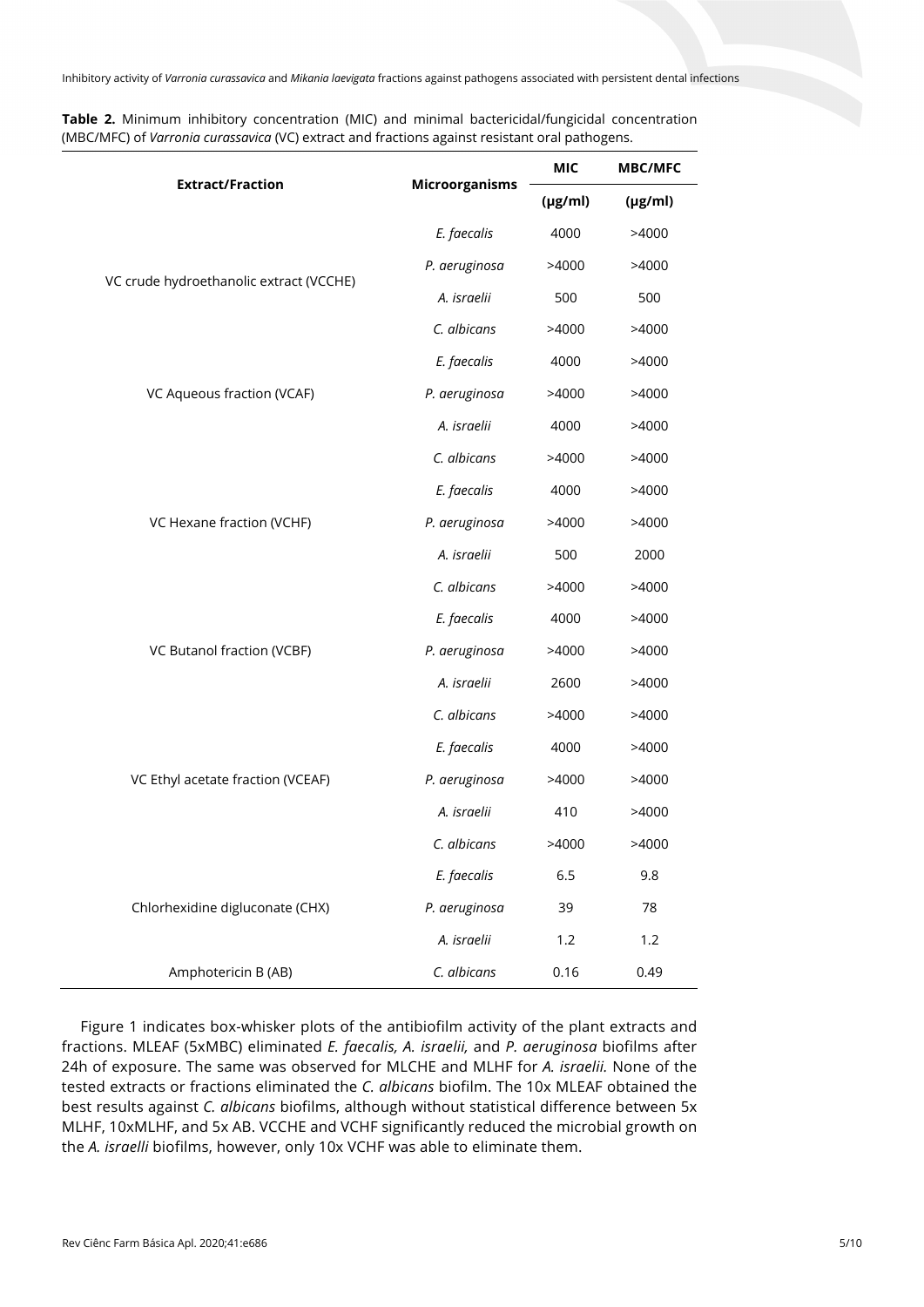**Table 2.** Minimum inhibitory concentration (MIC) and minimal bactericidal/fungicidal concentration (MBC/MFC) of *Varronia curassavica* (VC) extract and fractions against resistant oral pathogens.

| Extract/Fraction | Microorganisms | MIC (µg/ml) | MBC/MFC (µg/ml) |
|---|---|---|---|
| VC crude hydroethanolic extract (VCCHE) | *E. faecalis* | 4000 | >4000 |
| | *P. aeruginosa* | >4000 | >4000 |
| | *A. israelii* | 500 | 500 |
| | *C. albicans* | >4000 | >4000 |
| VC Aqueous fraction (VCAF) | *E. faecalis* | 4000 | >4000 |
| | *P. aeruginosa* | >4000 | >4000 |
| | *A. israelii* | 4000 | >4000 |
| | *C. albicans* | >4000 | >4000 |
| VC Hexane fraction (VCHF) | *E. faecalis* | 4000 | >4000 |
| | *P. aeruginosa* | >4000 | >4000 |
| | *A. israelii* | 500 | 2000 |
| | *C. albicans* | >4000 | >4000 |
| VC Butanol fraction (VCBF) | *E. faecalis* | 4000 | >4000 |
| | *P. aeruginosa* | >4000 | >4000 |
| | *A. israelii* | 2600 | >4000 |
| | *C. albicans* | >4000 | >4000 |
| VC Ethyl acetate fraction (VCEAF) | *E. faecalis* | 4000 | >4000 |
| | *P. aeruginosa* | >4000 | >4000 |
| | *A. israelii* | 410 | >4000 |
| | *C. albicans* | >4000 | >4000 |
| Chlorhexidine digluconate (CHX) | *E. faecalis* | 6.5 | 9.8 |
| | *P. aeruginosa* | 39 | 78 |
| | *A. israelii* | 1.2 | 1.2 |
| Amphotericin B (AB) | *C. albicans* | 0.16 | 0.49 |

Figure 1 indicates box-whisker plots of the antibiofilm activity of the plant extracts and fractions. MLEAF (5xMBC) eliminated *E. faecalis, A. israelii,* and *P. aeruginosa* biofilms after 24h of exposure. The same was observed for MLCHE and MLHF for *A. israelii.* None of the tested extracts or fractions eliminated the *C. albicans* biofilm. The 10x MLEAF obtained the best results against *C. albicans* biofilms, although without statistical difference between 5x MLHF, 10xMLHF, and 5x AB. VCCHE and VCHF significantly reduced the microbial growth on the *A. israelli* biofilms, however, only 10x VCHF was able to eliminate them.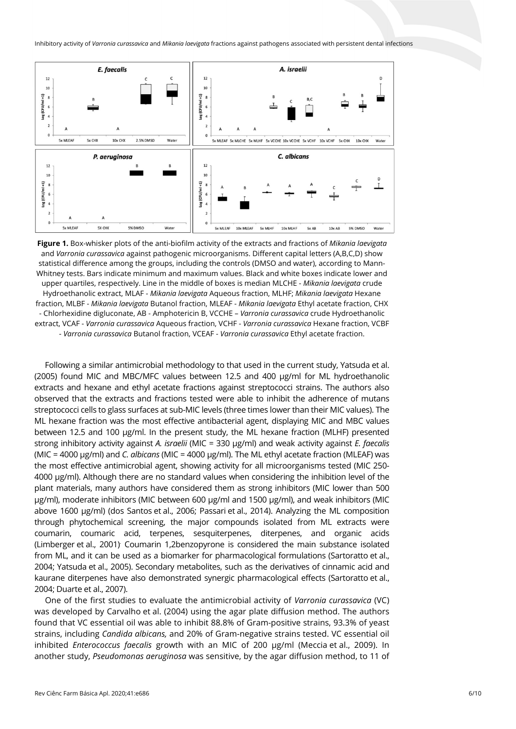**Figure 1.** Box-whisker plots of the anti-biofilm activity of the extracts and fractions of *Mikania laevigata* and *Varronia curassavica* against pathogenic microorganisms. Different capital letters (A,B,C,D) show statistical difference among the groups, including the controls (DMSO and water), according to Mann-Whitney tests. Bars indicate minimum and maximum values. Black and white boxes indicate lower and upper quartiles, respectively. Line in the middle of boxes is median MLCHE - *Mikania laevigata* crude Hydroethanolic extract, MLAF - *Mikania laevigata* Aqueous fraction, MLHF; *Mikania laevigata* Hexane fraction, MLBF - *Mikania laevigata* Butanol fraction, MLEAF - *Mikania laevigata* Ethyl acetate fraction, CHX - Chlorhexidine digluconate, AB - Amphotericin B, VCCHE – *Varronia curassavica* crude Hydroethanolic extract, VCAF - *Varronia curassavica* Aqueous fraction, VCHF - *Varronia curassavica* Hexane fraction, VCBF - *Varronia curassavica* Butanol fraction, VCEAF - *Varronia curassavica* Ethyl acetate fraction.

Following a similar antimicrobial methodology to that used in the current study, Yatsuda et al. (2005) found MIC and MBC/MFC values between 12.5 and 400 μg/ml for ML hydroethanolic extracts and hexane and ethyl acetate fractions against streptococci strains. The authors also observed that the extracts and fractions tested were able to inhibit the adherence of mutans streptococci cells to glass surfaces at sub-MIC levels (three times lower than their MIC values). The ML hexane fraction was the most effective antibacterial agent, displaying MIC and MBC values between 12.5 and 100 μg/ml. In the present study, the ML hexane fraction (MLHF) presented strong inhibitory activity against *A. israelii* (MIC = 330 μg/ml) and weak activity against *E. faecalis* (MIC = 4000 μg/ml) and *C. albicans* (MIC = 4000 μg/ml). The ML ethyl acetate fraction (MLEAF) was the most effective antimicrobial agent, showing activity for all microorganisms tested (MIC 250-4000 μg/ml). Although there are no standard values when considering the inhibition level of the plant materials, many authors have considered them as strong inhibitors (MIC lower than 500 μg/ml), moderate inhibitors (MIC between 600 μg/ml and 1500 μg/ml), and weak inhibitors (MIC above 1600 μg/ml) (dos Santos et al., 2006; Passari et al., 2014). Analyzing the ML composition through phytochemical screening, the major compounds isolated from ML extracts were coumarin, coumaric acid, terpenes, sesquiterpenes, diterpenes, and organic acids (Limberger et al., 2001). Coumarin 1,2benzopyrone is considered the main substance isolated from ML, and it can be used as a biomarker for pharmacological formulations (Sartoratto et al., 2004; Yatsuda et al., 2005). Secondary metabolites, such as the derivatives of cinnamic acid and kaurane diterpenes have also demonstrated synergic pharmacological effects (Sartoratto et al., 2004; Duarte et al., 2007).

One of the first studies to evaluate the antimicrobial activity of *Varronia curassavica* (VC) was developed by Carvalho et al. (2004) using the agar plate diffusion method. The authors found that VC essential oil was able to inhibit 88.8% of Gram-positive strains, 93.3% of yeast strains, including *Candida albicans,* and 20% of Gram-negative strains tested. VC essential oil inhibited *Enterococcus faecalis* growth with an MIC of 200 μg/ml (Meccia et al., 2009). In another study, *Pseudomonas aeruginosa* was sensitive, by the agar diffusion method, to 11 of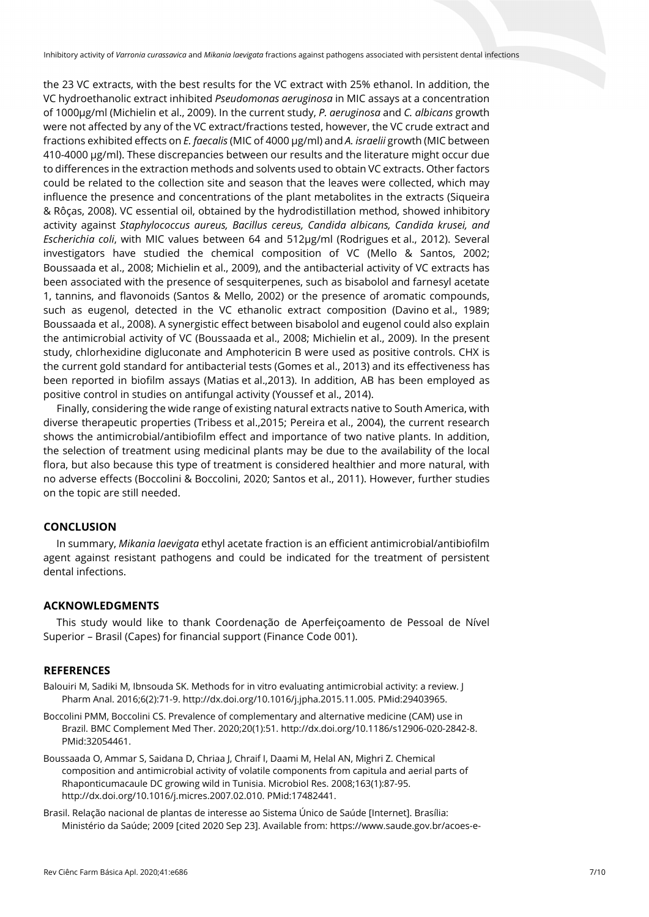the 23 VC extracts, with the best results for the VC extract with 25% ethanol. In addition, the VC hydroethanolic extract inhibited *Pseudomonas aeruginosa* in MIC assays at a concentration of 1000μg/ml (Michielin et al., 2009). In the current study, *P. aeruginosa* and *C. albicans* growth were not affected by any of the VC extract/fractions tested, however, the VC crude extract and fractions exhibited effects on *E. faecalis* (MIC of 4000 μg/ml) and *A. israelii* growth (MIC between 410-4000 μg/ml). These discrepancies between our results and the literature might occur due to differences in the extraction methods and solvents used to obtain VC extracts. Other factors could be related to the collection site and season that the leaves were collected, which may influence the presence and concentrations of the plant metabolites in the extracts (Siqueira & Rôças, 2008). VC essential oil, obtained by the hydrodistillation method, showed inhibitory activity against *Staphylococcus aureus, Bacillus cereus, Candida albicans, Candida krusei, and Escherichia coli*, with MIC values between 64 and 512μg/ml (Rodrigues et al., 2012). Several investigators have studied the chemical composition of VC (Mello & Santos, 2002; Boussaada et al., 2008; Michielin et al., 2009), and the antibacterial activity of VC extracts has been associated with the presence of sesquiterpenes, such as bisabolol and farnesyl acetate 1, tannins, and flavonoids (Santos & Mello, 2002) or the presence of aromatic compounds, such as eugenol, detected in the VC ethanolic extract composition (Davino et al., 1989; Boussaada et al., 2008). A synergistic effect between bisabolol and eugenol could also explain the antimicrobial activity of VC (Boussaada et al., 2008; Michielin et al., 2009). In the present study, chlorhexidine digluconate and Amphotericin B were used as positive controls. CHX is the current gold standard for antibacterial tests (Gomes et al., 2013) and its effectiveness has been reported in biofilm assays (Matias et al.,2013). In addition, AB has been employed as positive control in studies on antifungal activity (Youssef et al., 2014).

Finally, considering the wide range of existing natural extracts native to South America, with diverse therapeutic properties (Tribess et al.,2015; Pereira et al., 2004), the current research shows the antimicrobial/antibiofilm effect and importance of two native plants. In addition, the selection of treatment using medicinal plants may be due to the availability of the local flora, but also because this type of treatment is considered healthier and more natural, with no adverse effects (Boccolini & Boccolini, 2020; Santos et al., 2011). However, further studies on the topic are still needed.

## CONCLUSION

In summary, *Mikania laevigata* ethyl acetate fraction is an efficient antimicrobial/antibiofilm agent against resistant pathogens and could be indicated for the treatment of persistent dental infections.

## ACKNOWLEDGMENTS

This study would like to thank Coordenação de Aperfeiçoamento de Pessoal de Nível Superior – Brasil (Capes) for financial support (Finance Code 001).

## REFERENCES

Balouiri M, Sadiki M, Ibnsouda SK. Methods for in vitro evaluating antimicrobial activity: a review. J Pharm Anal. 2016;6(2):71-9. http://dx.doi.org/10.1016/j.jpha.2015.11.005. PMid:29403965.

Boccolini PMM, Boccolini CS. Prevalence of complementary and alternative medicine (CAM) use in Brazil. BMC Complement Med Ther. 2020;20(1):51. http://dx.doi.org/10.1186/s12906-020-2842-8. PMid:32054461.

Boussaada O, Ammar S, Saidana D, Chriaa J, Chraif I, Daami M, Helal AN, Mighri Z. Chemical composition and antimicrobial activity of volatile components from capitula and aerial parts of Rhaponticumacaule DC growing wild in Tunisia. Microbiol Res. 2008;163(1):87-95. http://dx.doi.org/10.1016/j.micres.2007.02.010. PMid:17482441.

Brasil. Relação nacional de plantas de interesse ao Sistema Único de Saúde [Internet]. Brasília: Ministério da Saúde; 2009 [cited 2020 Sep 23]. Available from: https://www.saude.gov.br/acoes-e-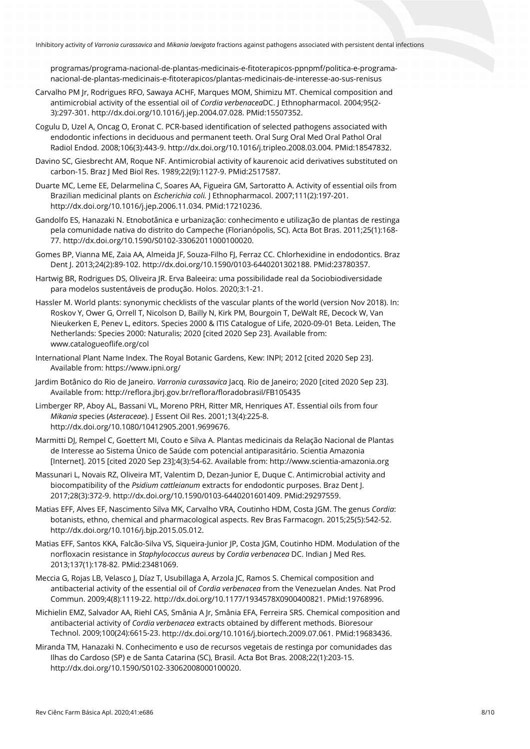programas/programa-nacional-de-plantas-medicinais-e-fitoterapicos-ppnpmf/politica-e-programa-nacional-de-plantas-medicinais-e-fitoterapicos/plantas-medicinais-de-interesse-ao-sus-renisus

Carvalho PM Jr, Rodrigues RFO, Sawaya ACHF, Marques MOM, Shimizu MT. Chemical composition and antimicrobial activity of the essential oil of *Cordia verbenacea*DC. J Ethnopharmacol. 2004;95(2-3):297-301. http://dx.doi.org/10.1016/j.jep.2004.07.028. PMid:15507352.

Cogulu D, Uzel A, Oncag O, Eronat C. PCR-based identification of selected pathogens associated with endodontic infections in deciduous and permanent teeth. Oral Surg Oral Med Oral Pathol Oral Radiol Endod. 2008;106(3):443-9. http://dx.doi.org/10.1016/j.tripleo.2008.03.004. PMid:18547832.

Davino SC, Giesbrecht AM, Roque NF. Antimicrobial activity of kaurenoic acid derivatives substituted on carbon-15. Braz J Med Biol Res. 1989;22(9):1127-9. PMid:2517587.

Duarte MC, Leme EE, Delarmelina C, Soares AA, Figueira GM, Sartoratto A. Activity of essential oils from Brazilian medicinal plants on *Escherichia coli.* J Ethnopharmacol. 2007;111(2):197-201. http://dx.doi.org/10.1016/j.jep.2006.11.034. PMid:17210236.

Gandolfo ES, Hanazaki N. Etnobotânica e urbanização: conhecimento e utilização de plantas de restinga pela comunidade nativa do distrito do Campeche (Florianópolis, SC). Acta Bot Bras. 2011;25(1):168-77. http://dx.doi.org/10.1590/S0102-33062011000100020.

Gomes BP, Vianna ME, Zaia AA, Almeida JF, Souza-Filho FJ, Ferraz CC. Chlorhexidine in endodontics. Braz Dent J. 2013;24(2):89-102. http://dx.doi.org/10.1590/0103-6440201302188. PMid:23780357.

Hartwig BR, Rodrigues DS, Oliveira JR. Erva Baleeira: uma possibilidade real da Sociobiodiversidade para modelos sustentáveis de produção. Holos. 2020;3:1-21.

Hassler M. World plants: synonymic checklists of the vascular plants of the world (version Nov 2018). In: Roskov Y, Ower G, Orrell T, Nicolson D, Bailly N, Kirk PM, Bourgoin T, DeWalt RE, Decock W, Van Nieukerken E, Penev L, editors. Species 2000 & ITIS Catalogue of Life, 2020-09-01 Beta. Leiden, The Netherlands: Species 2000: Naturalis; 2020 [cited 2020 Sep 23]. Available from: www.catalogueoflife.org/col

International Plant Name Index. The Royal Botanic Gardens, Kew: INPI; 2012 [cited 2020 Sep 23]. Available from: https://www.ipni.org/

Jardim Botânico do Rio de Janeiro. *Varronia curassavica* Jacq. Rio de Janeiro; 2020 [cited 2020 Sep 23]. Available from: http://reflora.jbrj.gov.br/reflora/floradobrasil/FB105435

Limberger RP, Aboy AL, Bassani VL, Moreno PRH, Ritter MR, Henriques AT. Essential oils from four *Mikania s*pecies (*Asteraceae*). J Essent Oil Res. 2001;13(4):225-8. http://dx.doi.org/10.1080/10412905.2001.9699676.

Marmitti DJ, Rempel C, Goettert MI, Couto e Silva A. Plantas medicinais da Relação Nacional de Plantas de Interesse ao Sistema Único de Saúde com potencial antiparasitário. Scientia Amazonia [Internet]. 2015 [cited 2020 Sep 23];4(3):54-62. Available from: http://www.scientia-amazonia.org

Massunari L, Novais RZ, Oliveira MT, Valentim D, Dezan-Junior E, Duque C. Antimicrobial activity and biocompatibility of the *Psidium cattleianum* extracts for endodontic purposes. Braz Dent J. 2017;28(3):372-9. http://dx.doi.org/10.1590/0103-6440201601409. PMid:29297559.

Matias EFF, Alves EF, Nascimento Silva MK, Carvalho VRA, Coutinho HDM, Costa JGM. The genus *Cordia*: botanists, ethno, chemical and pharmacological aspects. Rev Bras Farmacogn. 2015;25(5):542-52. http://dx.doi.org/10.1016/j.bjp.2015.05.012.

Matias EFF, Santos KKA, Falcão-Silva VS, Siqueira-Junior JP, Costa JGM, Coutinho HDM. Modulation of the norfloxacin resistance in *Staphylococcus aureus* by *Cordia verbenacea* DC. Indian J Med Res. 2013;137(1):178-82. PMid:23481069.

Meccia G, Rojas LB, Velasco J, Díaz T, Usubillaga A, Arzola JC, Ramos S. Chemical composition and antibacterial activity of the essential oil of *Cordia verbenacea* from the Venezuelan Andes. Nat Prod Commun. 2009;4(8):1119-22. http://dx.doi.org/10.1177/1934578X0900400821. PMid:19768996.

Michielin EMZ, Salvador AA, Riehl CAS, Smânia A Jr, Smânia EFA, Ferreira SRS. Chemical composition and antibacterial activity of *Cordia verbenacea* extracts obtained by different methods. Bioresour Technol. 2009;100(24):6615-23. http://dx.doi.org/10.1016/j.biortech.2009.07.061. PMid:19683436.

Miranda TM, Hanazaki N. Conhecimento e uso de recursos vegetais de restinga por comunidades das Ilhas do Cardoso (SP) e de Santa Catarina (SC), Brasil. Acta Bot Bras. 2008;22(1):203-15. http://dx.doi.org/10.1590/S0102-33062008000100020.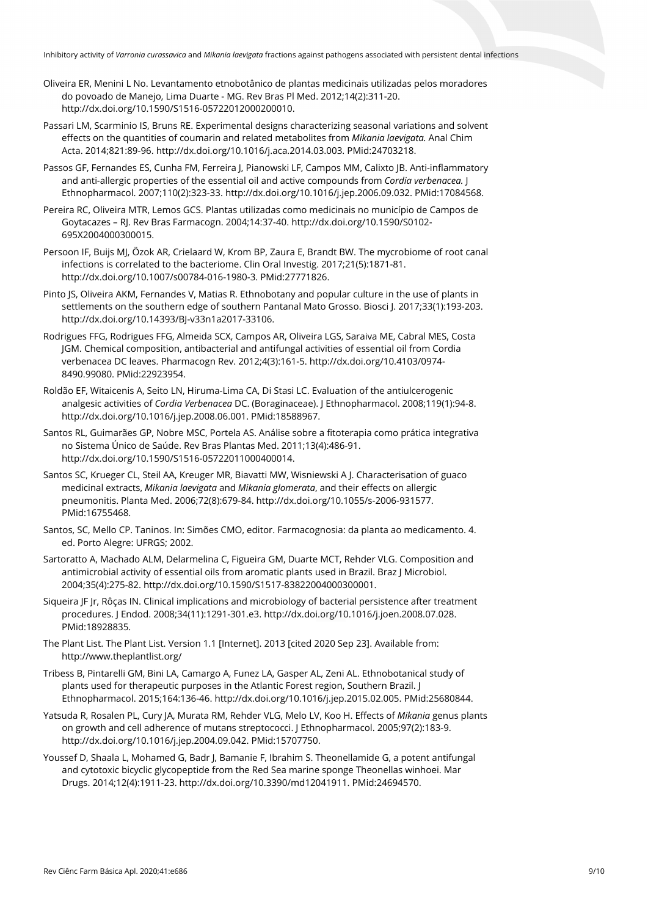Oliveira ER, Menini L No. Levantamento etnobotânico de plantas medicinais utilizadas pelos moradores do povoado de Manejo, Lima Duarte - MG. Rev Bras Pl Med. 2012;14(2):311-20. http://dx.doi.org/10.1590/S1516-05722012000200010.

Passari LM, Scarminio IS, Bruns RE. Experimental designs characterizing seasonal variations and solvent effects on the quantities of coumarin and related metabolites from *Mikania laevigata.* Anal Chim Acta. 2014;821:89-96. http://dx.doi.org/10.1016/j.aca.2014.03.003. PMid:24703218.

Passos GF, Fernandes ES, Cunha FM, Ferreira J, Pianowski LF, Campos MM, Calixto JB. Anti-inflammatory and anti-allergic properties of the essential oil and active compounds from *Cordia verbenacea.* J Ethnopharmacol. 2007;110(2):323-33. http://dx.doi.org/10.1016/j.jep.2006.09.032. PMid:17084568.

Pereira RC, Oliveira MTR, Lemos GCS. Plantas utilizadas como medicinais no município de Campos de Goytacazes – RJ. Rev Bras Farmacogn. 2004;14:37-40. http://dx.doi.org/10.1590/S0102-695X2004000300015.

Persoon IF, Buijs MJ, Özok AR, Crielaard W, Krom BP, Zaura E, Brandt BW. The mycrobiome of root canal infections is correlated to the bacteriome. Clin Oral Investig. 2017;21(5):1871-81. http://dx.doi.org/10.1007/s00784-016-1980-3. PMid:27771826.

Pinto JS, Oliveira AKM, Fernandes V, Matias R. Ethnobotany and popular culture in the use of plants in settlements on the southern edge of southern Pantanal Mato Grosso. Biosci J. 2017;33(1):193-203. http://dx.doi.org/10.14393/BJ-v33n1a2017-33106.

Rodrigues FFG, Rodrigues FFG, Almeida SCX, Campos AR, Oliveira LGS, Saraiva ME, Cabral MES, Costa JGM. Chemical composition, antibacterial and antifungal activities of essential oil from Cordia verbenacea DC leaves. Pharmacogn Rev. 2012;4(3):161-5. http://dx.doi.org/10.4103/0974-8490.99080. PMid:22923954.

Roldão EF, Witaicenis A, Seito LN, Hiruma-Lima CA, Di Stasi LC. Evaluation of the antiulcerogenic analgesic activities of *Cordia Verbenacea* DC. (Boraginaceae). J Ethnopharmacol. 2008;119(1):94-8. http://dx.doi.org/10.1016/j.jep.2008.06.001. PMid:18588967.

Santos RL, Guimarães GP, Nobre MSC, Portela AS. Análise sobre a fitoterapia como prática integrativa no Sistema Único de Saúde. Rev Bras Plantas Med. 2011;13(4):486-91. http://dx.doi.org/10.1590/S1516-05722011000400014.

Santos SC, Krueger CL, Steil AA, Kreuger MR, Biavatti MW, Wisniewski A J. Characterisation of guaco medicinal extracts, *Mikania laevigata* and *Mikania glomerata*, and their effects on allergic pneumonitis. Planta Med. 2006;72(8):679-84. http://dx.doi.org/10.1055/s-2006-931577. PMid:16755468.

Santos, SC, Mello CP. Taninos. In: Simões CMO, editor. Farmacognosia: da planta ao medicamento. 4. ed. Porto Alegre: UFRGS; 2002.

Sartoratto A, Machado ALM, Delarmelina C, Figueira GM, Duarte MCT, Rehder VLG. Composition and antimicrobial activity of essential oils from aromatic plants used in Brazil. Braz J Microbiol. 2004;35(4):275-82. http://dx.doi.org/10.1590/S1517-83822004000300001.

Siqueira JF Jr, Rôças IN. Clinical implications and microbiology of bacterial persistence after treatment procedures. J Endod. 2008;34(11):1291-301.e3. http://dx.doi.org/10.1016/j.joen.2008.07.028. PMid:18928835.

The Plant List. The Plant List. Version 1.1 [Internet]. 2013 [cited 2020 Sep 23]. Available from: http://www.theplantlist.org/

Tribess B, Pintarelli GM, Bini LA, Camargo A, Funez LA, Gasper AL, Zeni AL. Ethnobotanical study of plants used for therapeutic purposes in the Atlantic Forest region, Southern Brazil. J Ethnopharmacol. 2015;164:136-46. http://dx.doi.org/10.1016/j.jep.2015.02.005. PMid:25680844.

Yatsuda R, Rosalen PL, Cury JA, Murata RM, Rehder VLG, Melo LV, Koo H. Effects of *Mikania* genus plants on growth and cell adherence of mutans streptococci. J Ethnopharmacol. 2005;97(2):183-9. http://dx.doi.org/10.1016/j.jep.2004.09.042. PMid:15707750.

Youssef D, Shaala L, Mohamed G, Badr J, Bamanie F, Ibrahim S. Theonellamide G, a potent antifungal and cytotoxic bicyclic glycopeptide from the Red Sea marine sponge Theonellas winhoei. Mar Drugs. 2014;12(4):1911-23. http://dx.doi.org/10.3390/md12041911. PMid:24694570.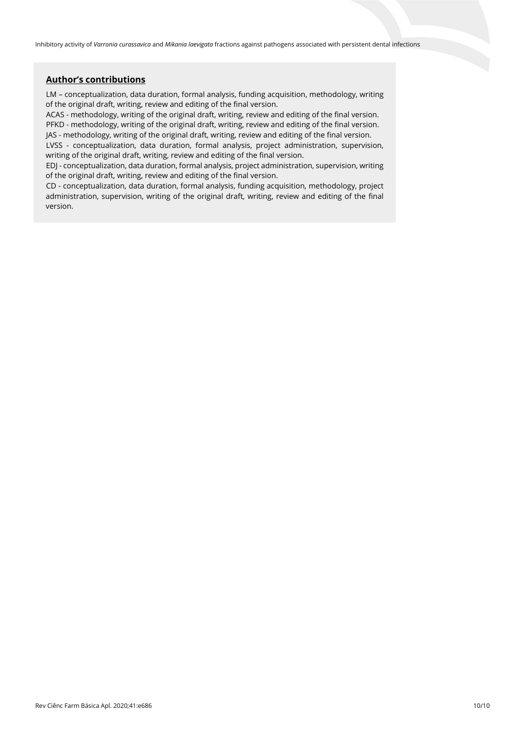## Author's contributions

LM – conceptualization, data duration, formal analysis, funding acquisition, methodology, writing of the original draft, writing, review and editing of the final version.

ACAS - methodology, writing of the original draft, writing, review and editing of the final version.

PFKD - methodology, writing of the original draft, writing, review and editing of the final version.

JAS - methodology, writing of the original draft, writing, review and editing of the final version.

LVSS - conceptualization, data duration, formal analysis, project administration, supervision, writing of the original draft, writing, review and editing of the final version.

EDJ - conceptualization, data duration, formal analysis, project administration, supervision, writing of the original draft, writing, review and editing of the final version.

CD - conceptualization, data duration, formal analysis, funding acquisition, methodology, project administration, supervision, writing of the original draft, writing, review and editing of the final version.